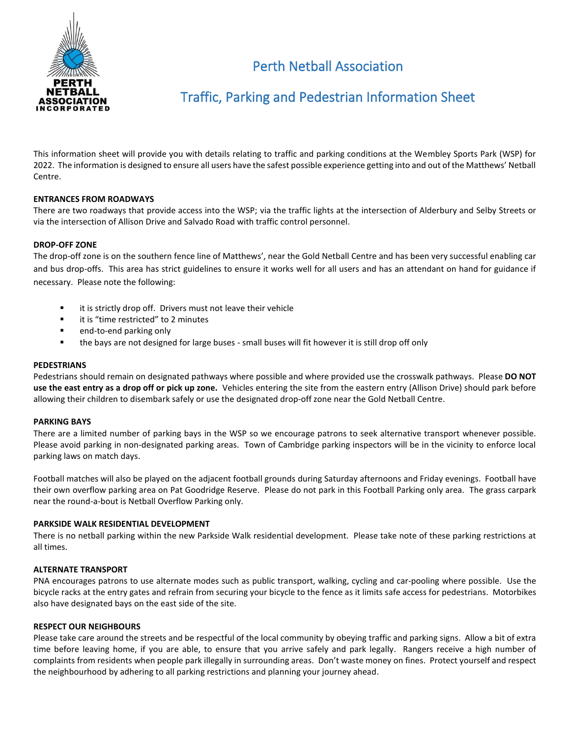# Perth Netball Association

## Traffic, Parking and Pedestrian Information Sheet

This information sheet will provide you with details relating to traffic and parking conditions at the Wembley Sports Park (WSP) for 2022. The information is designed to ensure all users have the safest possible experience getting into and out of the Matthews' Netball Centre.

**ENTRANCES FROM ROADWAYS**

There are two roadways that provide access into the WSP; via the traffic lights at the intersection of Alderbury and Selby Streets or via the intersection of Allison Drive and Salvado Road with traffic control personnel.

**DROP-OFF ZONE**

The drop-off zone is on the southern fence line of Matthews', near the Gold Netball Centre and has been very successful enabling car and bus drop-offs. This area has strict guidelines to ensure it works well for all users and has an attendant on hand for guidance if necessary. Please note the following:

- it is strictly drop off. Drivers must not leave their vehicle
- it is "time restricted" to 2 minutes
- end-to-end parking only
- the bays are not designed for large buses - small buses will fit however it is still drop off only

**PEDESTRIANS**

Pedestrians should remain on designated pathways where possible and where provided use the crosswalk pathways. Please **DO NOT use the east entry as a drop off or pick up zone.** Vehicles entering the site from the eastern entry (Allison Drive) should park before allowing their children to disembark safely or use the designated drop-off zone near the Gold Netball Centre.

**PARKING BAYS**

There are a limited number of parking bays in the WSP so we encourage patrons to seek alternative transport whenever possible. Please avoid parking in non-designated parking areas. Town of Cambridge parking inspectors will be in the vicinity to enforce local parking laws on match days.

Football matches will also be played on the adjacent football grounds during Saturday afternoons and Friday evenings. Football have their own overflow parking area on Pat Goodridge Reserve. Please do not park in this Football Parking only area. The grass carpark near the round-a-bout is Netball Overflow Parking only.

**PARKSIDE WALK RESIDENTIAL DEVELOPMENT**

There is no netball parking within the new Parkside Walk residential development. Please take note of these parking restrictions at all times.

**ALTERNATE TRANSPORT**

PNA encourages patrons to use alternate modes such as public transport, walking, cycling and car-pooling where possible. Use the bicycle racks at the entry gates and refrain from securing your bicycle to the fence as it limits safe access for pedestrians. Motorbikes also have designated bays on the east side of the site.

**RESPECT OUR NEIGHBOURS**

Please take care around the streets and be respectful of the local community by obeying traffic and parking signs. Allow a bit of extra time before leaving home, if you are able, to ensure that you arrive safely and park legally. Rangers receive a high number of complaints from residents when people park illegally in surrounding areas. Don't waste money on fines. Protect yourself and respect the neighbourhood by adhering to all parking restrictions and planning your journey ahead.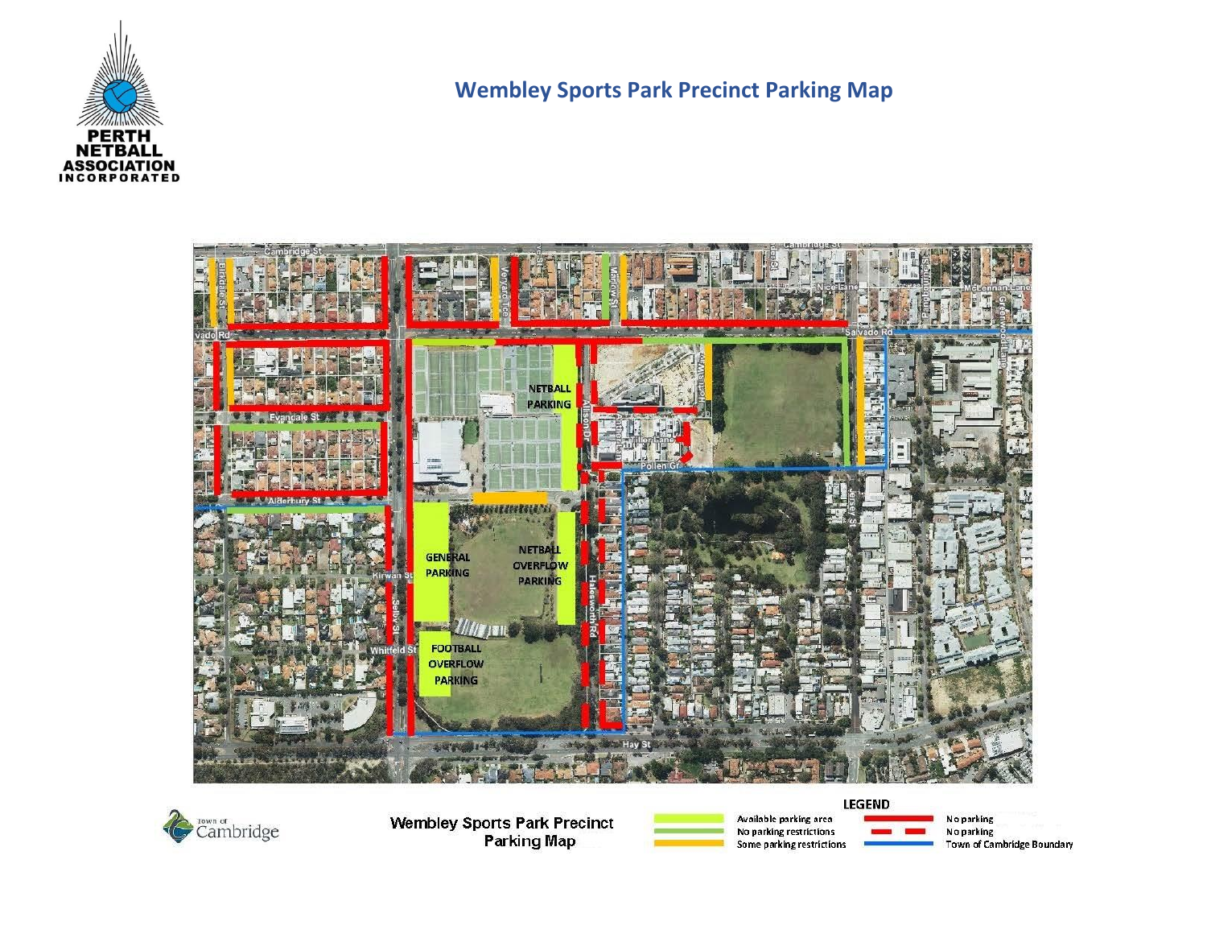# Wembley Sports Park Precinct Parking Map

**PERTH NETBALL ASSOCIATION INCORPORATED**

NETBALL PARKING

GENERAL PARKING

NETBALL OVERFLOW PARKING

FOOTBALL OVERFLOW PARKING

Cambridge St, Salvado Rd, Evandale St, Alderbury St, Kirwan St, Whitfield St, Selby St, Allison Dr, Halesworth Rd, Pollen Gr, Hay St, Marlow St, Birkdale St, Jersey St, Nice Lane, McLennan Lane

Town of Cambridge

**Wembley Sports Park Precinct Parking Map**

**LEGEND**

| Symbol | Meaning |
| --- | --- |
| Light green bar | Available parking area |
| Green line | No parking restrictions |
| Orange line | Some parking restrictions |
| Solid red line | No parking |
| Dashed red line | No parking |
| Blue line | Town of Cambridge Boundary |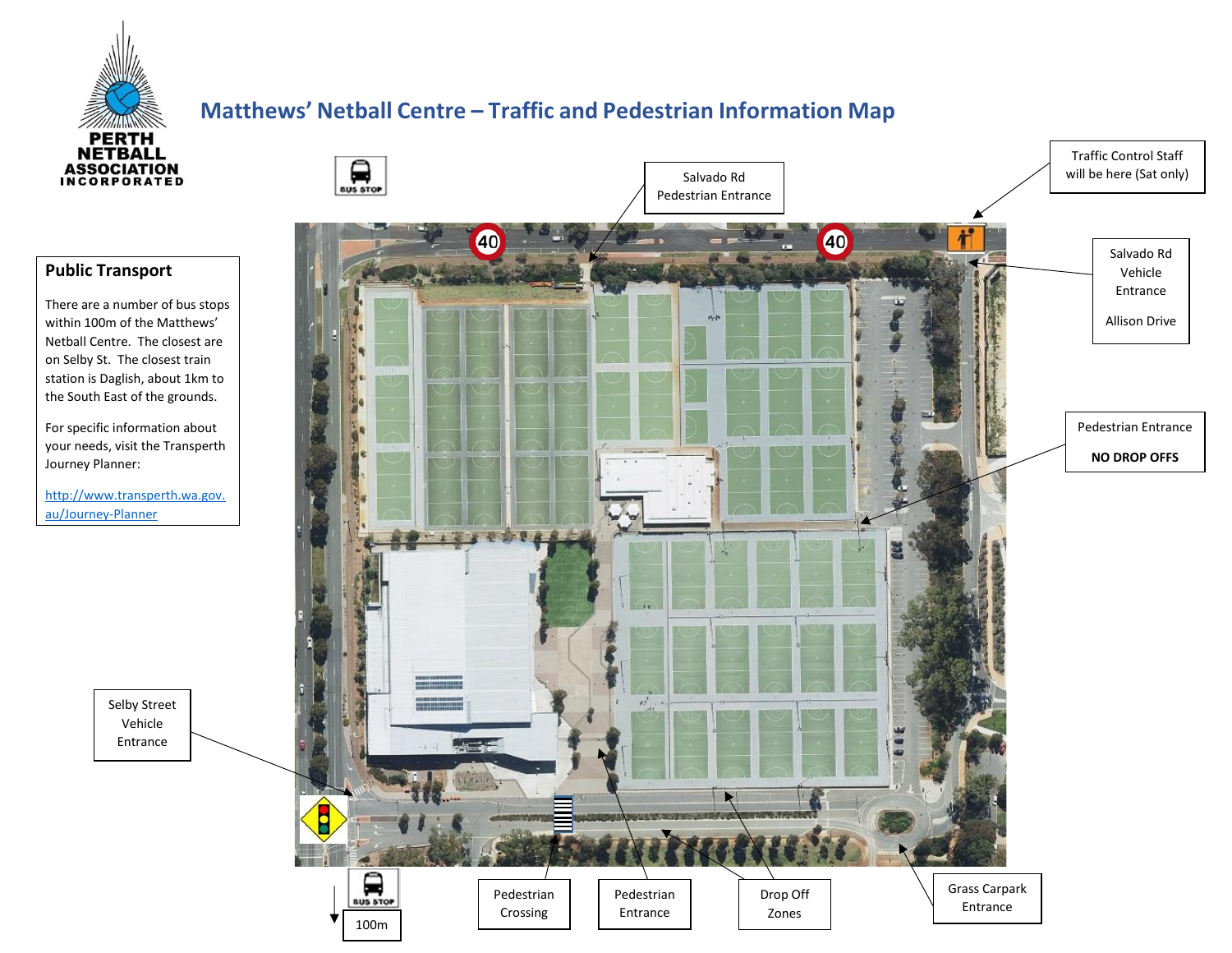PERTH NETBALL ASSOCIATION INCORPORATED

# Matthews' Netball Centre – Traffic and Pedestrian Information Map

## Public Transport

There are a number of bus stops within 100m of the Matthews' Netball Centre. The closest are on Selby St. The closest train station is Daglish, about 1km to the South East of the grounds.

For specific information about your needs, visit the Transperth Journey Planner:

http://www.transperth.wa.gov.au/Journey-Planner

BUS STOP

Salvado Rd Pedestrian Entrance

Traffic Control Staff will be here (Sat only)

40

40

Salvado Rd Vehicle Entrance

Allison Drive

Pedestrian Entrance

**NO DROP OFFS**

Selby Street Vehicle Entrance

BUS STOP

100m

Pedestrian Crossing

Pedestrian Entrance

Drop Off Zones

Grass Carpark Entrance